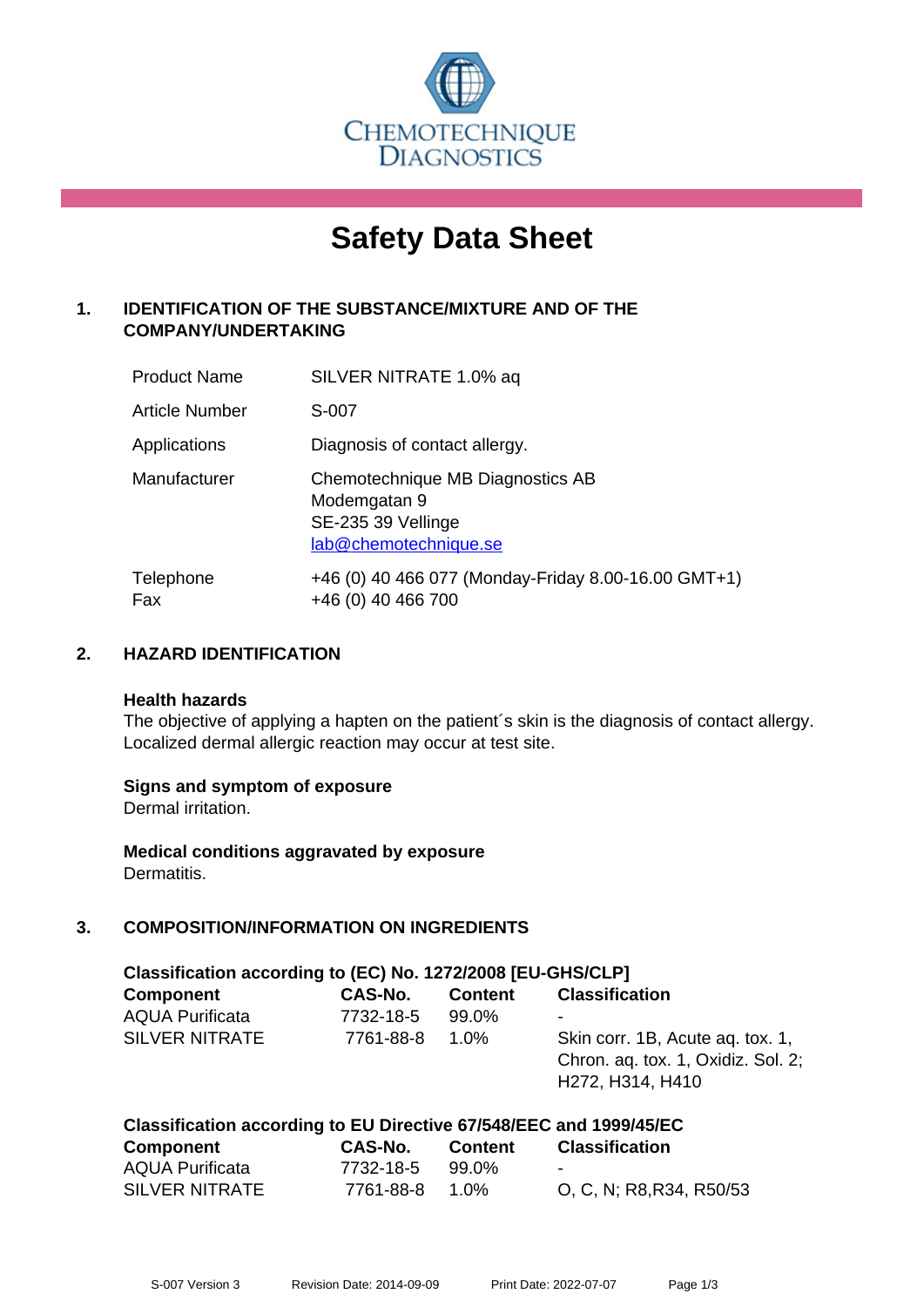CHEMOTECHNIQUE DIAGNOSTICS

# Safety Data Sheet

## 1. IDENTIFICATION OF THE SUBSTANCE/MIXTURE AND OF THE COMPANY/UNDERTAKING

| | |
|---|---|
| Product Name | SILVER NITRATE 1.0% aq |
| Article Number | S-007 |
| Applications | Diagnosis of contact allergy. |
| Manufacturer | Chemotechnique MB Diagnostics AB<br>Modemgatan 9<br>SE-235 39 Vellinge<br>lab@chemotechnique.se |
| Telephone<br>Fax | +46 (0) 40 466 077 (Monday-Friday 8.00-16.00 GMT+1)<br>+46 (0) 40 466 700 |

## 2. HAZARD IDENTIFICATION

**Health hazards**

The objective of applying a hapten on the patient´s skin is the diagnosis of contact allergy. Localized dermal allergic reaction may occur at test site.

**Signs and symptom of exposure**

Dermal irritation.

**Medical conditions aggravated by exposure**

Dermatitis.

## 3. COMPOSITION/INFORMATION ON INGREDIENTS

**Classification according to (EC) No. 1272/2008 [EU-GHS/CLP]**

| Component | CAS-No. | Content | Classification |
|---|---|---|---|
| AQUA Purificata | 7732-18-5 | 99.0% | - |
| SILVER NITRATE | 7761-88-8 | 1.0% | Skin corr. 1B, Acute aq. tox. 1, Chron. aq. tox. 1, Oxidiz. Sol. 2; H272, H314, H410 |

**Classification according to EU Directive 67/548/EEC and 1999/45/EC**

| Component | CAS-No. | Content | Classification |
|---|---|---|---|
| AQUA Purificata | 7732-18-5 | 99.0% | - |
| SILVER NITRATE | 7761-88-8 | 1.0% | O, C, N; R8,R34, R50/53 |

S-007 Version 3 Revision Date: 2014-09-09 Print Date: 2022-07-07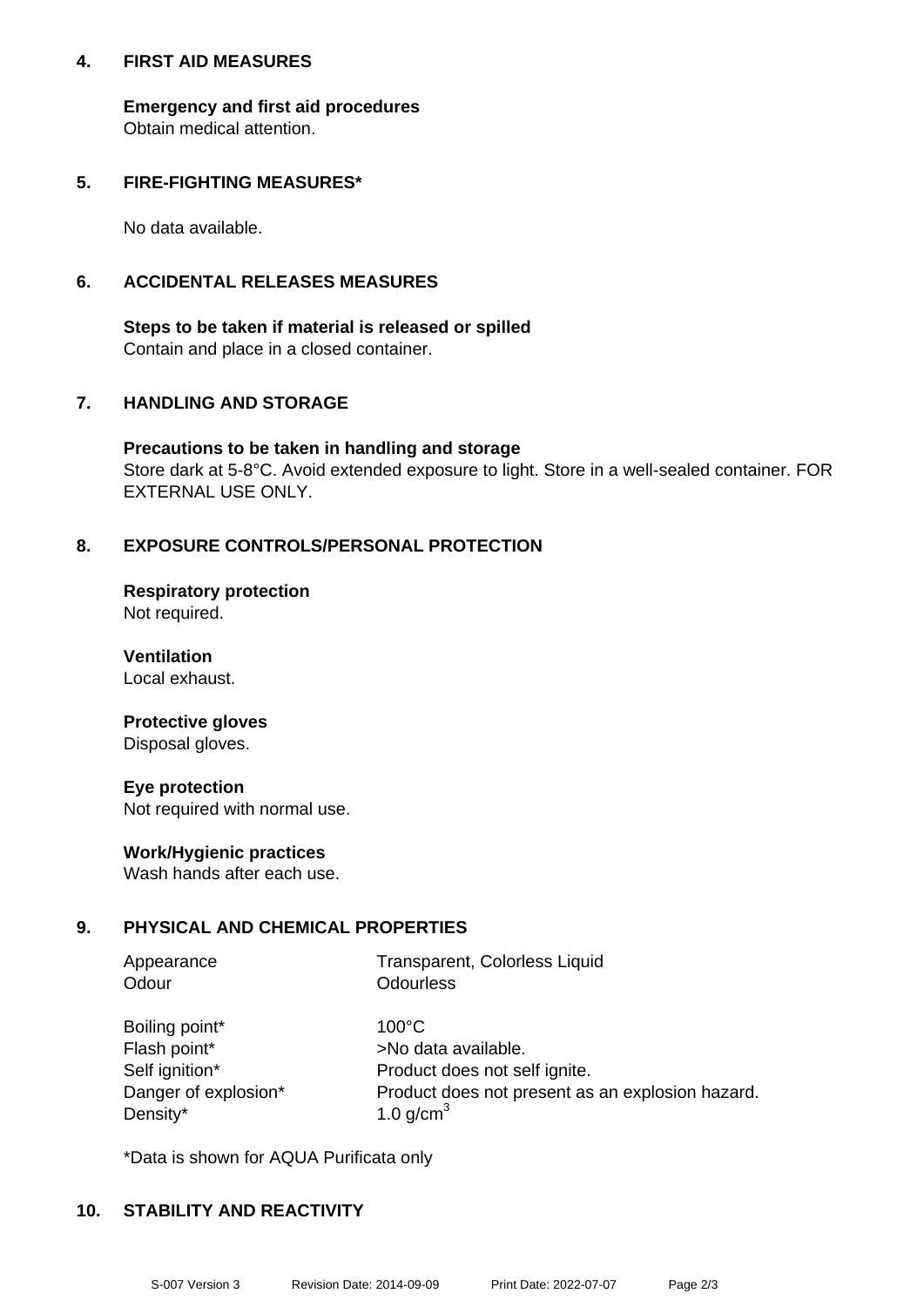## 4. FIRST AID MEASURES

**Emergency and first aid procedures**
Obtain medical attention.

## 5. FIRE-FIGHTING MEASURES*

No data available.

## 6. ACCIDENTAL RELEASES MEASURES

**Steps to be taken if material is released or spilled**
Contain and place in a closed container.

## 7. HANDLING AND STORAGE

**Precautions to be taken in handling and storage**
Store dark at 5-8°C. Avoid extended exposure to light. Store in a well-sealed container. FOR EXTERNAL USE ONLY.

## 8. EXPOSURE CONTROLS/PERSONAL PROTECTION

**Respiratory protection**
Not required.

**Ventilation**
Local exhaust.

**Protective gloves**
Disposal gloves.

**Eye protection**
Not required with normal use.

**Work/Hygienic practices**
Wash hands after each use.

## 9. PHYSICAL AND CHEMICAL PROPERTIES

| | |
|---|---|
| Appearance | Transparent, Colorless Liquid |
| Odour | Odourless |
| Boiling point* | 100°C |
| Flash point* | >No data available. |
| Self ignition* | Product does not self ignite. |
| Danger of explosion* | Product does not present as an explosion hazard. |
| Density* | 1.0 g/cm$^3$ |

*Data is shown for AQUA Purificata only

## 10. STABILITY AND REACTIVITY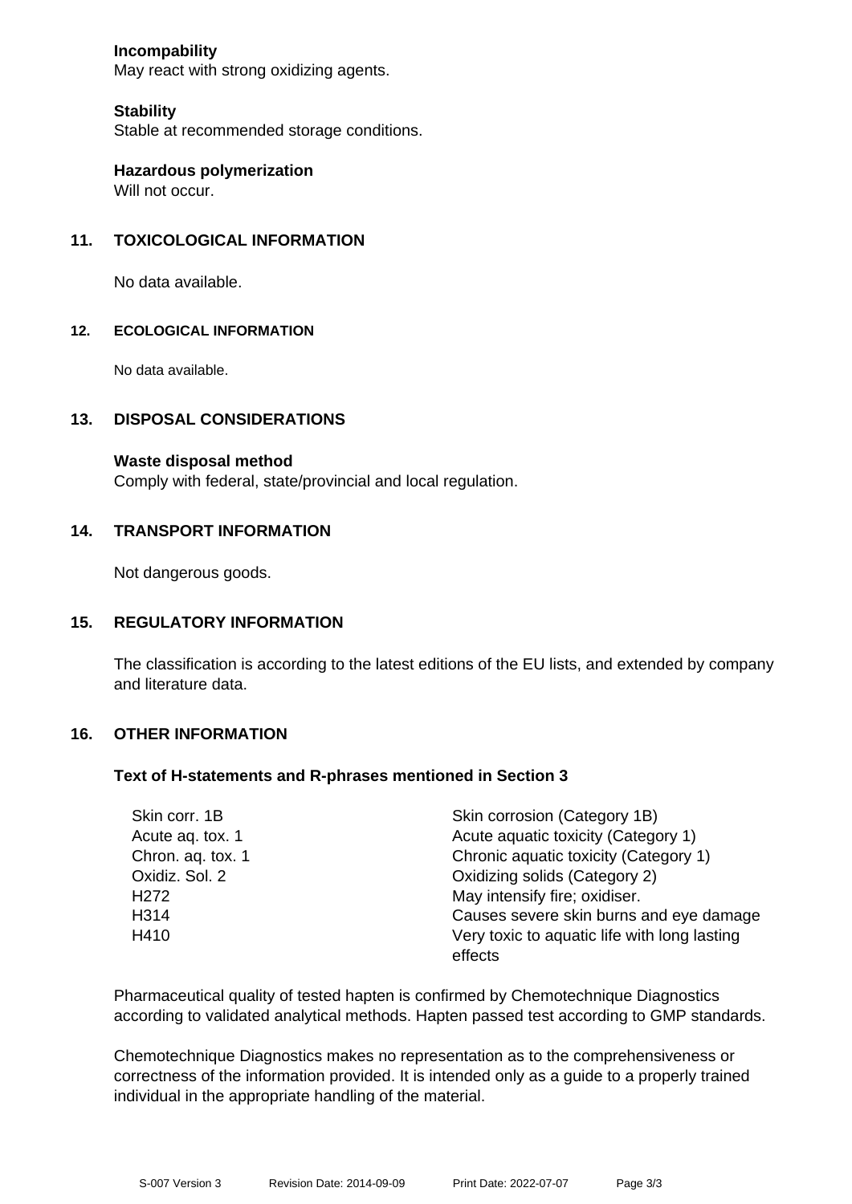**Incompatibility**
May react with strong oxidizing agents.

**Stability**
Stable at recommended storage conditions.

**Hazardous polymerization**
Will not occur.

## 11. TOXICOLOGICAL INFORMATION

No data available.

## 12. ECOLOGICAL INFORMATION

No data available.

## 13. DISPOSAL CONSIDERATIONS

**Waste disposal method**
Comply with federal, state/provincial and local regulation.

## 14. TRANSPORT INFORMATION

Not dangerous goods.

## 15. REGULATORY INFORMATION

The classification is according to the latest editions of the EU lists, and extended by company and literature data.

## 16. OTHER INFORMATION

**Text of H-statements and R-phrases mentioned in Section 3**

| | |
|---|---|
| Skin corr. 1B | Skin corrosion (Category 1B) |
| Acute aq. tox. 1 | Acute aquatic toxicity (Category 1) |
| Chron. aq. tox. 1 | Chronic aquatic toxicity (Category 1) |
| Oxidiz. Sol. 2 | Oxidizing solids (Category 2) |
| H272 | May intensify fire; oxidiser. |
| H314 | Causes severe skin burns and eye damage |
| H410 | Very toxic to aquatic life with long lasting effects |

Pharmaceutical quality of tested hapten is confirmed by Chemotechnique Diagnostics according to validated analytical methods. Hapten passed test according to GMP standards.

Chemotechnique Diagnostics makes no representation as to the comprehensiveness or correctness of the information provided. It is intended only as a guide to a properly trained individual in the appropriate handling of the material.

S-007 Version 3 Revision Date: 2014-09-09 Print Date: 2022-07-07